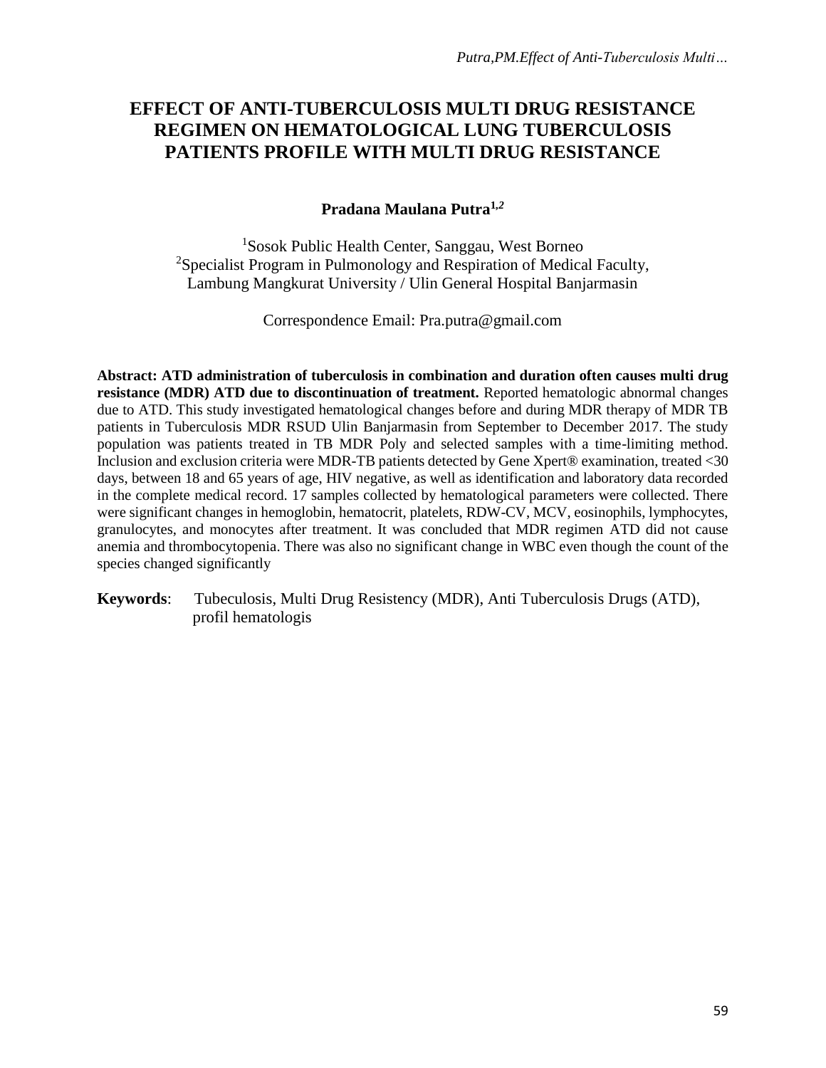# EFFECT OF ANTI-TUBERCULOSIS MULTI DRUG RESISTANCE REGIMEN ON HEMATOLOGICAL LUNG TUBERCULOSIS PATIENTS PROFILE WITH MULTI DRUG RESISTANCE

**Pradana Maulana Putra[1,2]**

[1]Sosok Public Health Center, Sanggau, West Borneo
[2]Specialist Program in Pulmonology and Respiration of Medical Faculty, Lambung Mangkurat University / Ulin General Hospital Banjarmasin

Correspondence Email: Pra.putra@gmail.com

**Abstract: ATD administration of tuberculosis in combination and duration often causes multi drug resistance (MDR) ATD due to discontinuation of treatment.** Reported hematologic abnormal changes due to ATD. This study investigated hematological changes before and during MDR therapy of MDR TB patients in Tuberculosis MDR RSUD Ulin Banjarmasin from September to December 2017. The study population was patients treated in TB MDR Poly and selected samples with a time-limiting method. Inclusion and exclusion criteria were MDR-TB patients detected by Gene Xpert® examination, treated <30 days, between 18 and 65 years of age, HIV negative, as well as identification and laboratory data recorded in the complete medical record. 17 samples collected by hematological parameters were collected. There were significant changes in hemoglobin, hematocrit, platelets, RDW-CV, MCV, eosinophils, lymphocytes, granulocytes, and monocytes after treatment. It was concluded that MDR regimen ATD did not cause anemia and thrombocytopenia. There was also no significant change in WBC even though the count of the species changed significantly

**Keywords**: Tubeculosis, Multi Drug Resistency (MDR), Anti Tuberculosis Drugs (ATD), profil hematologis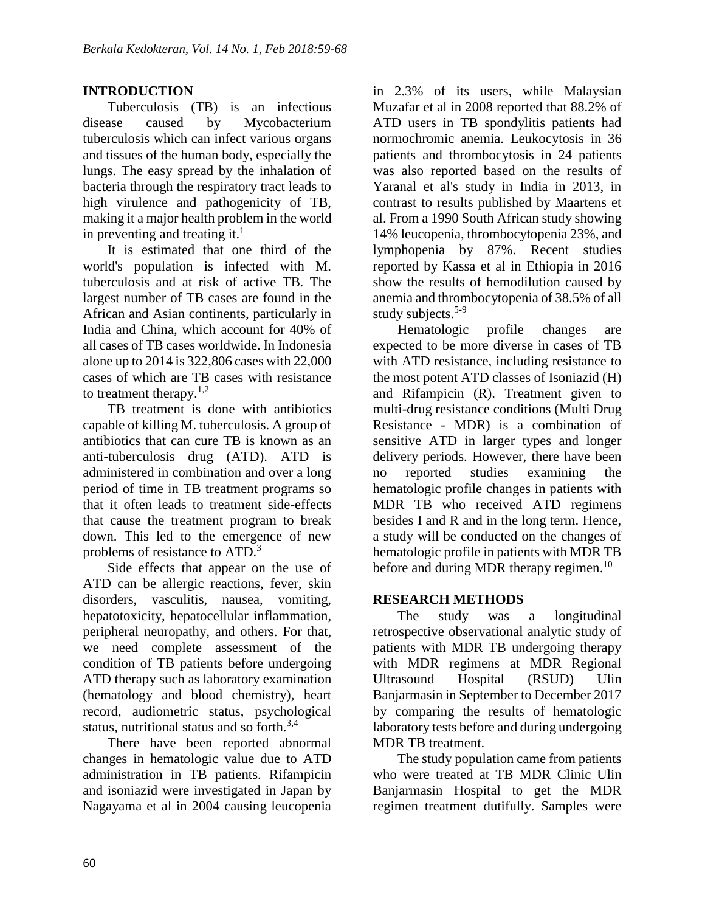## INTRODUCTION

Tuberculosis (TB) is an infectious disease caused by Mycobacterium tuberculosis which can infect various organs and tissues of the human body, especially the lungs. The easy spread by the inhalation of bacteria through the respiratory tract leads to high virulence and pathogenicity of TB, making it a major health problem in the world in preventing and treating it.[1]

It is estimated that one third of the world's population is infected with M. tuberculosis and at risk of active TB. The largest number of TB cases are found in the African and Asian continents, particularly in India and China, which account for 40% of all cases of TB cases worldwide. In Indonesia alone up to 2014 is 322,806 cases with 22,000 cases of which are TB cases with resistance to treatment therapy.[1,2]

TB treatment is done with antibiotics capable of killing M. tuberculosis. A group of antibiotics that can cure TB is known as an anti-tuberculosis drug (ATD). ATD is administered in combination and over a long period of time in TB treatment programs so that it often leads to treatment side-effects that cause the treatment program to break down. This led to the emergence of new problems of resistance to ATD.[3]

Side effects that appear on the use of ATD can be allergic reactions, fever, skin disorders, vasculitis, nausea, vomiting, hepatotoxicity, hepatocellular inflammation, peripheral neuropathy, and others. For that, we need complete assessment of the condition of TB patients before undergoing ATD therapy such as laboratory examination (hematology and blood chemistry), heart record, audiometric status, psychological status, nutritional status and so forth.[3,4]

There have been reported abnormal changes in hematologic value due to ATD administration in TB patients. Rifampicin and isoniazid were investigated in Japan by Nagayama et al in 2004 causing leucopenia in 2.3% of its users, while Malaysian Muzafar et al in 2008 reported that 88.2% of ATD users in TB spondylitis patients had normochromic anemia. Leukocytosis in 36 patients and thrombocytosis in 24 patients was also reported based on the results of Yaranal et al's study in India in 2013, in contrast to results published by Maartens et al. From a 1990 South African study showing 14% leucopenia, thrombocytopenia 23%, and lymphopenia by 87%. Recent studies reported by Kassa et al in Ethiopia in 2016 show the results of hemodilution caused by anemia and thrombocytopenia of 38.5% of all study subjects.[5-9]

Hematologic profile changes are expected to be more diverse in cases of TB with ATD resistance, including resistance to the most potent ATD classes of Isoniazid (H) and Rifampicin (R). Treatment given to multi-drug resistance conditions (Multi Drug Resistance - MDR) is a combination of sensitive ATD in larger types and longer delivery periods. However, there have been no reported studies examining the hematologic profile changes in patients with MDR TB who received ATD regimens besides I and R and in the long term. Hence, a study will be conducted on the changes of hematologic profile in patients with MDR TB before and during MDR therapy regimen.[10]

## RESEARCH METHODS

The study was a longitudinal retrospective observational analytic study of patients with MDR TB undergoing therapy with MDR regimens at MDR Regional Ultrasound Hospital (RSUD) Ulin Banjarmasin in September to December 2017 by comparing the results of hematologic laboratory tests before and during undergoing MDR TB treatment.

The study population came from patients who were treated at TB MDR Clinic Ulin Banjarmasin Hospital to get the MDR regimen treatment dutifully. Samples were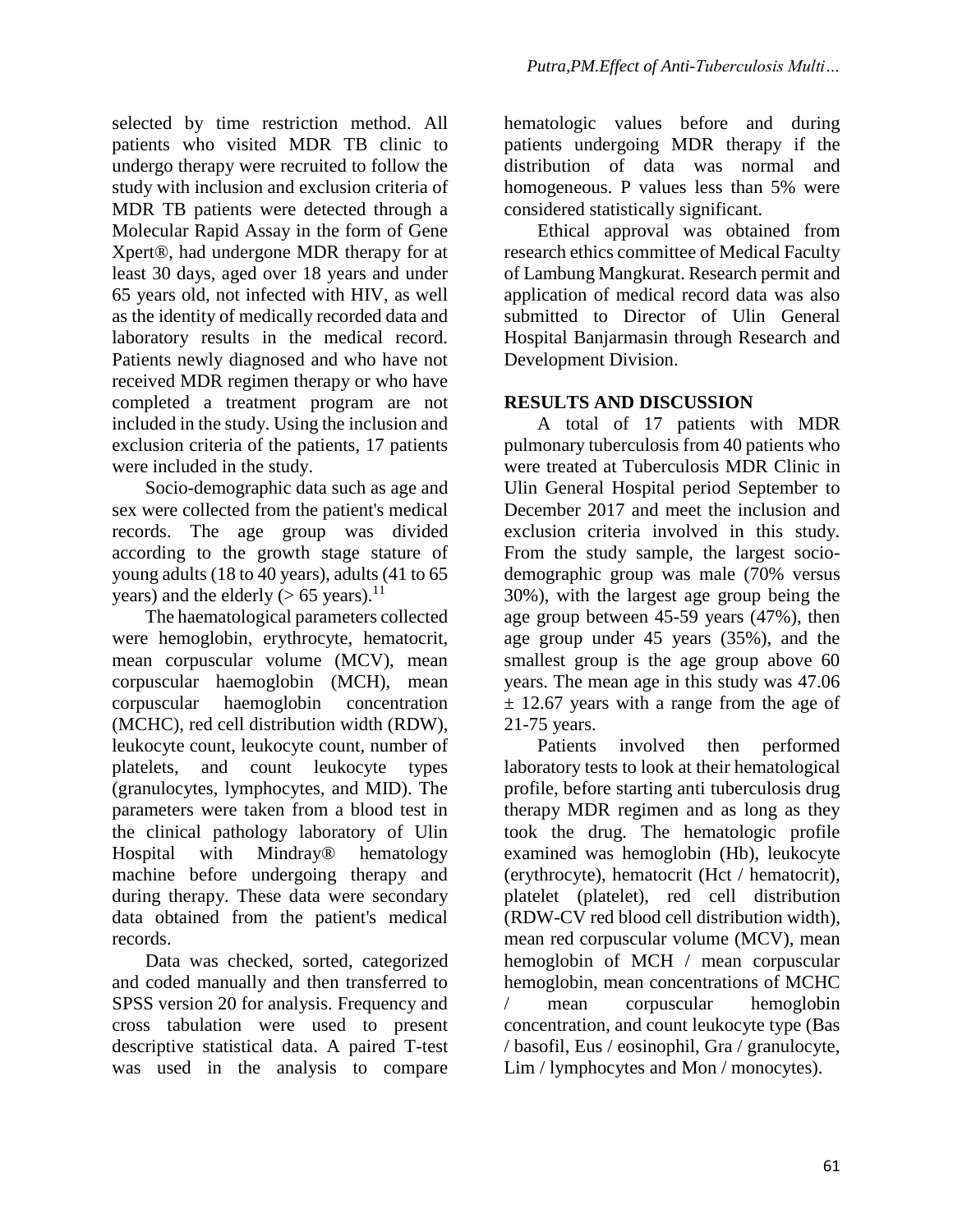selected by time restriction method. All patients who visited MDR TB clinic to undergo therapy were recruited to follow the study with inclusion and exclusion criteria of MDR TB patients were detected through a Molecular Rapid Assay in the form of Gene Xpert®, had undergone MDR therapy for at least 30 days, aged over 18 years and under 65 years old, not infected with HIV, as well as the identity of medically recorded data and laboratory results in the medical record. Patients newly diagnosed and who have not received MDR regimen therapy or who have completed a treatment program are not included in the study. Using the inclusion and exclusion criteria of the patients, 17 patients were included in the study.

Socio-demographic data such as age and sex were collected from the patient's medical records. The age group was divided according to the growth stage stature of young adults (18 to 40 years), adults (41 to 65 years) and the elderly (> 65 years).[11]

The haematological parameters collected were hemoglobin, erythrocyte, hematocrit, mean corpuscular volume (MCV), mean corpuscular haemoglobin (MCH), mean corpuscular haemoglobin concentration (MCHC), red cell distribution width (RDW), leukocyte count, leukocyte count, number of platelets, and count leukocyte types (granulocytes, lymphocytes, and MID). The parameters were taken from a blood test in the clinical pathology laboratory of Ulin Hospital with Mindray® hematology machine before undergoing therapy and during therapy. These data were secondary data obtained from the patient's medical records.

Data was checked, sorted, categorized and coded manually and then transferred to SPSS version 20 for analysis. Frequency and cross tabulation were used to present descriptive statistical data. A paired T-test was used in the analysis to compare hematologic values before and during patients undergoing MDR therapy if the distribution of data was normal and homogeneous. P values less than 5% were considered statistically significant.

Ethical approval was obtained from research ethics committee of Medical Faculty of Lambung Mangkurat. Research permit and application of medical record data was also submitted to Director of Ulin General Hospital Banjarmasin through Research and Development Division.

## RESULTS AND DISCUSSION

A total of 17 patients with MDR pulmonary tuberculosis from 40 patients who were treated at Tuberculosis MDR Clinic in Ulin General Hospital period September to December 2017 and meet the inclusion and exclusion criteria involved in this study. From the study sample, the largest socio-demographic group was male (70% versus 30%), with the largest age group being the age group between 45-59 years (47%), then age group under 45 years (35%), and the smallest group is the age group above 60 years. The mean age in this study was 47.06 ± 12.67 years with a range from the age of 21-75 years.

Patients involved then performed laboratory tests to look at their hematological profile, before starting anti tuberculosis drug therapy MDR regimen and as long as they took the drug. The hematologic profile examined was hemoglobin (Hb), leukocyte (erythrocyte), hematocrit (Hct / hematocrit), platelet (platelet), red cell distribution (RDW-CV red blood cell distribution width), mean red corpuscular volume (MCV), mean hemoglobin of MCH / mean corpuscular hemoglobin, mean concentrations of MCHC / mean corpuscular hemoglobin concentration, and count leukocyte type (Bas / basofil, Eus / eosinophil, Gra / granulocyte, Lim / lymphocytes and Mon / monocytes).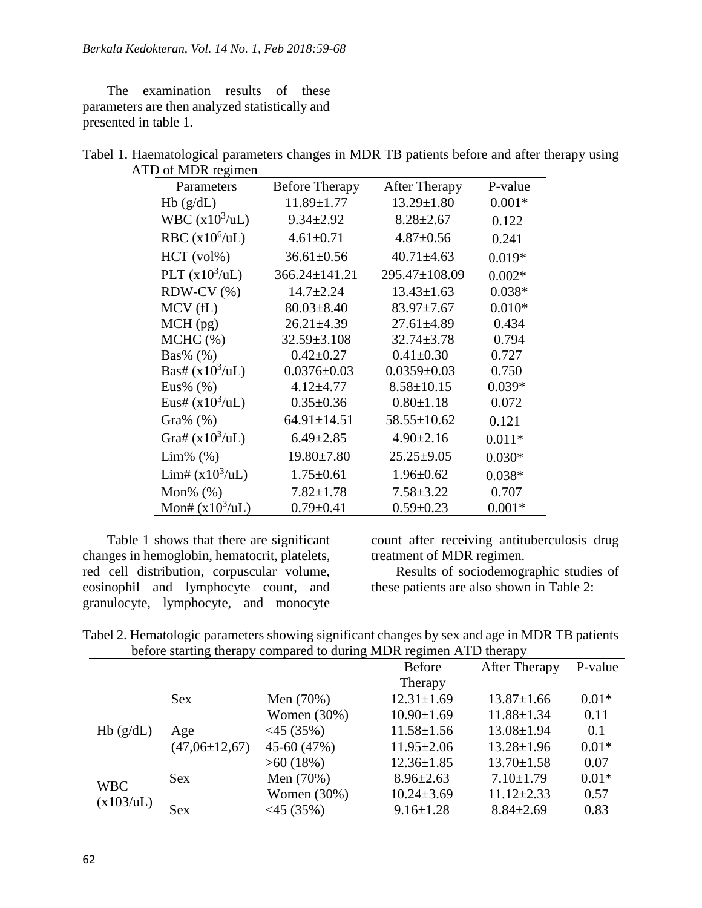The examination results of these parameters are then analyzed statistically and presented in table 1.

Tabel 1. Haematological parameters changes in MDR TB patients before and after therapy using ATD of MDR regimen

| Parameters | Before Therapy | After Therapy | P-value |
|---|---|---|---|
| Hb (g/dL) | 11.89±1.77 | 13.29±1.80 | 0.001* |
| WBC ($x10^3$/uL) | 9.34±2.92 | 8.28±2.67 | 0.122 |
| RBC ($x10^6$/uL) | 4.61±0.71 | 4.87±0.56 | 0.241 |
| HCT (vol%) | 36.61±0.56 | 40.71±4.63 | 0.019* |
| PLT ($x10^3$/uL) | 366.24±141.21 | 295.47±108.09 | 0.002* |
| RDW-CV (%) | 14.7±2.24 | 13.43±1.63 | 0.038* |
| MCV (fL) | 80.03±8.40 | 83.97±7.67 | 0.010* |
| MCH (pg) | 26.21±4.39 | 27.61±4.89 | 0.434 |
| MCHC (%) | 32.59±3.108 | 32.74±3.78 | 0.794 |
| Bas% (%) | 0.42±0.27 | 0.41±0.30 | 0.727 |
| Bas# ($x10^3$/uL) | 0.0376±0.03 | 0.0359±0.03 | 0.750 |
| Eus% (%) | 4.12±4.77 | 8.58±10.15 | 0.039* |
| Eus# ($x10^3$/uL) | 0.35±0.36 | 0.80±1.18 | 0.072 |
| Gra% (%) | 64.91±14.51 | 58.55±10.62 | 0.121 |
| Gra# ($x10^3$/uL) | 6.49±2.85 | 4.90±2.16 | 0.011* |
| Lim% (%) | 19.80±7.80 | 25.25±9.05 | 0.030* |
| Lim# ($x10^3$/uL) | 1.75±0.61 | 1.96±0.62 | 0.038* |
| Mon% (%) | 7.82±1.78 | 7.58±3.22 | 0.707 |
| Mon# ($x10^3$/uL) | 0.79±0.41 | 0.59±0.23 | 0.001* |

Table 1 shows that there are significant changes in hemoglobin, hematocrit, platelets, red cell distribution, corpuscular volume, eosinophil and lymphocyte count, and granulocyte, lymphocyte, and monocyte count after receiving antituberculosis drug treatment of MDR regimen.

Results of sociodemographic studies of these patients are also shown in Table 2:

Tabel 2. Hematologic parameters showing significant changes by sex and age in MDR TB patients before starting therapy compared to during MDR regimen ATD therapy

| | | | Before Therapy | After Therapy | P-value |
|---|---|---|---|---|---|
| Hb (g/dL) | Sex | Men (70%) | 12.31±1.69 | 13.87±1.66 | 0.01* |
| | | Women (30%) | 10.90±1.69 | 11.88±1.34 | 0.11 |
| | Age (47,06±12,67) | <45 (35%) | 11.58±1.56 | 13.08±1.94 | 0.1 |
| | | 45-60 (47%) | 11.95±2.06 | 13.28±1.96 | 0.01* |
| | | >60 (18%) | 12.36±1.85 | 13.70±1.58 | 0.07 |
| WBC (x103/uL) | Sex | Men (70%) | 8.96±2.63 | 7.10±1.79 | 0.01* |
| | | Women (30%) | 10.24±3.69 | 11.12±2.33 | 0.57 |
| | Sex | <45 (35%) | 9.16±1.28 | 8.84±2.69 | 0.83 |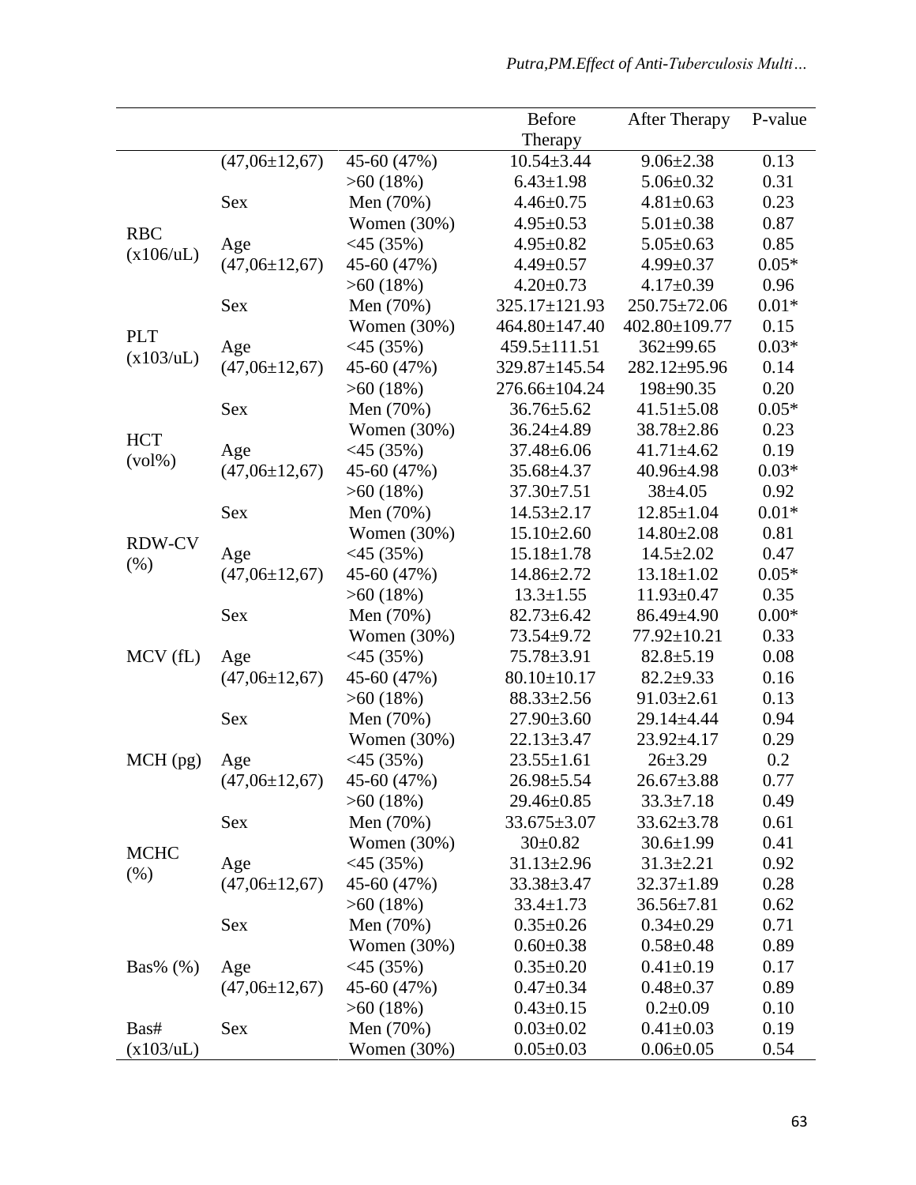| | | | Before Therapy | After Therapy | P-value |
|---|---|---|---|---|---|
| | (47,06±12,67) | 45-60 (47%) | 10.54±3.44 | 9.06±2.38 | 0.13 |
| | | >60 (18%) | 6.43±1.98 | 5.06±0.32 | 0.31 |
| RBC (x106/uL) | Sex | Men (70%) | 4.46±0.75 | 4.81±0.63 | 0.23 |
| | | Women (30%) | 4.95±0.53 | 5.01±0.38 | 0.87 |
| | Age | <45 (35%) | 4.95±0.82 | 5.05±0.63 | 0.85 |
| | (47,06±12,67) | 45-60 (47%) | 4.49±0.57 | 4.99±0.37 | 0.05* |
| | | >60 (18%) | 4.20±0.73 | 4.17±0.39 | 0.96 |
| PLT (x103/uL) | Sex | Men (70%) | 325.17±121.93 | 250.75±72.06 | 0.01* |
| | | Women (30%) | 464.80±147.40 | 402.80±109.77 | 0.15 |
| | Age | <45 (35%) | 459.5±111.51 | 362±99.65 | 0.03* |
| | (47,06±12,67) | 45-60 (47%) | 329.87±145.54 | 282.12±95.96 | 0.14 |
| | | >60 (18%) | 276.66±104.24 | 198±90.35 | 0.20 |
| HCT (vol%) | Sex | Men (70%) | 36.76±5.62 | 41.51±5.08 | 0.05* |
| | | Women (30%) | 36.24±4.89 | 38.78±2.86 | 0.23 |
| | Age | <45 (35%) | 37.48±6.06 | 41.71±4.62 | 0.19 |
| | (47,06±12,67) | 45-60 (47%) | 35.68±4.37 | 40.96±4.98 | 0.03* |
| | | >60 (18%) | 37.30±7.51 | 38±4.05 | 0.92 |
| RDW-CV (%) | Sex | Men (70%) | 14.53±2.17 | 12.85±1.04 | 0.01* |
| | | Women (30%) | 15.10±2.60 | 14.80±2.08 | 0.81 |
| | Age | <45 (35%) | 15.18±1.78 | 14.5±2.02 | 0.47 |
| | (47,06±12,67) | 45-60 (47%) | 14.86±2.72 | 13.18±1.02 | 0.05* |
| | | >60 (18%) | 13.3±1.55 | 11.93±0.47 | 0.35 |
| MCV (fL) | Sex | Men (70%) | 82.73±6.42 | 86.49±4.90 | 0.00* |
| | | Women (30%) | 73.54±9.72 | 77.92±10.21 | 0.33 |
| | Age | <45 (35%) | 75.78±3.91 | 82.8±5.19 | 0.08 |
| | (47,06±12,67) | 45-60 (47%) | 80.10±10.17 | 82.2±9.33 | 0.16 |
| | | >60 (18%) | 88.33±2.56 | 91.03±2.61 | 0.13 |
| MCH (pg) | Sex | Men (70%) | 27.90±3.60 | 29.14±4.44 | 0.94 |
| | | Women (30%) | 22.13±3.47 | 23.92±4.17 | 0.29 |
| | Age | <45 (35%) | 23.55±1.61 | 26±3.29 | 0.2 |
| | (47,06±12,67) | 45-60 (47%) | 26.98±5.54 | 26.67±3.88 | 0.77 |
| | | >60 (18%) | 29.46±0.85 | 33.3±7.18 | 0.49 |
| MCHC (%) | Sex | Men (70%) | 33.675±3.07 | 33.62±3.78 | 0.61 |
| | | Women (30%) | 30±0.82 | 30.6±1.99 | 0.41 |
| | Age | <45 (35%) | 31.13±2.96 | 31.3±2.21 | 0.92 |
| | (47,06±12,67) | 45-60 (47%) | 33.38±3.47 | 32.37±1.89 | 0.28 |
| | | >60 (18%) | 33.4±1.73 | 36.56±7.81 | 0.62 |
| Bas% (%) | Sex | Men (70%) | 0.35±0.26 | 0.34±0.29 | 0.71 |
| | | Women (30%) | 0.60±0.38 | 0.58±0.48 | 0.89 |
| | Age | <45 (35%) | 0.35±0.20 | 0.41±0.19 | 0.17 |
| | (47,06±12,67) | 45-60 (47%) | 0.47±0.34 | 0.48±0.37 | 0.89 |
| | | >60 (18%) | 0.43±0.15 | 0.2±0.09 | 0.10 |
| Bas# (x103/uL) | Sex | Men (70%) | 0.03±0.02 | 0.41±0.03 | 0.19 |
| | | Women (30%) | 0.05±0.03 | 0.06±0.05 | 0.54 |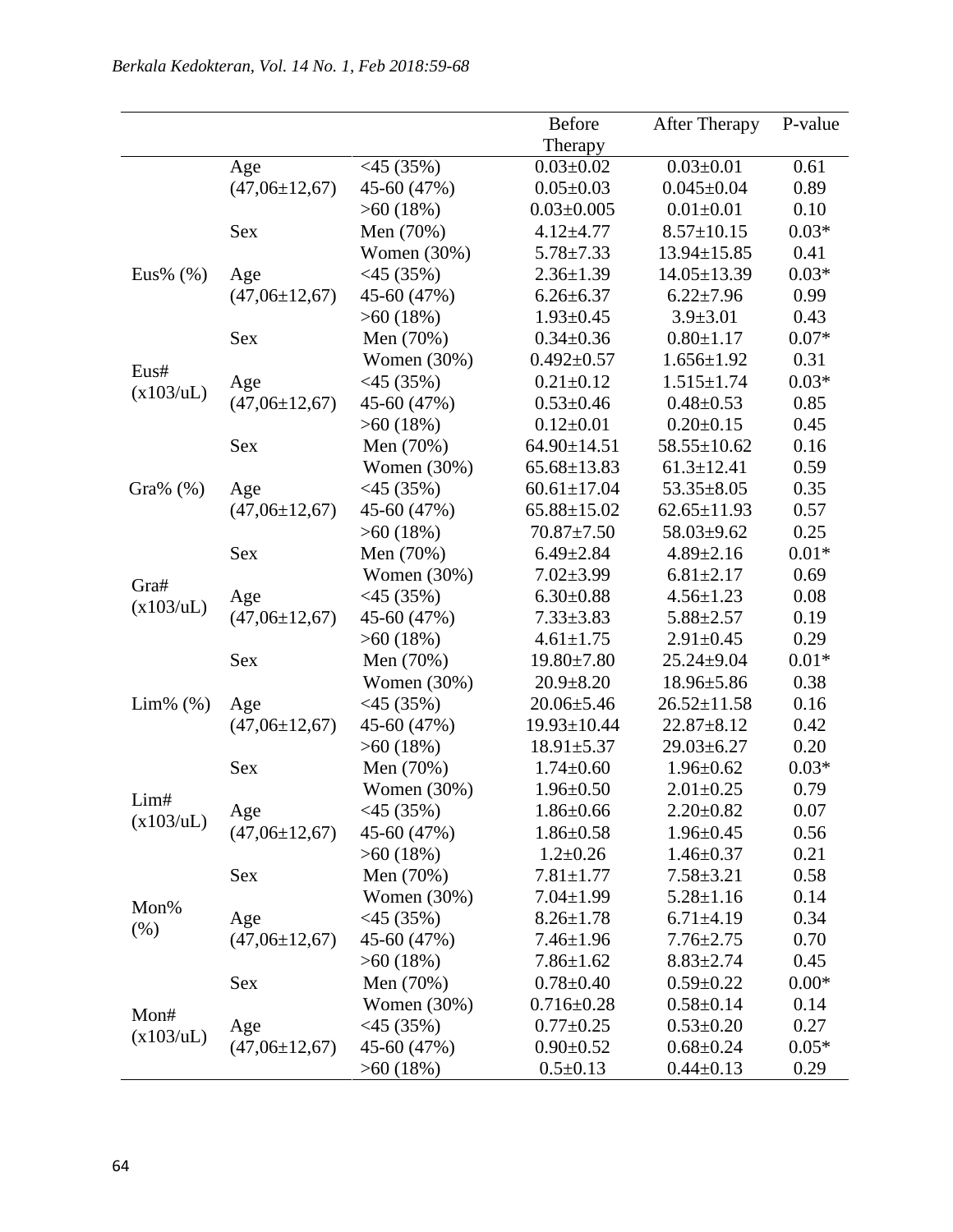| | | | Before Therapy | After Therapy | P-value |
|---|---|---|---|---|---|
| | Age (47,06±12,67) | <45 (35%) | 0.03±0.02 | 0.03±0.01 | 0.61 |
| | | 45-60 (47%) | 0.05±0.03 | 0.045±0.04 | 0.89 |
| | | >60 (18%) | 0.03±0.005 | 0.01±0.01 | 0.10 |
| Eus% (%) | Sex | Men (70%) | 4.12±4.77 | 8.57±10.15 | 0.03* |
| | | Women (30%) | 5.78±7.33 | 13.94±15.85 | 0.41 |
| | Age (47,06±12,67) | <45 (35%) | 2.36±1.39 | 14.05±13.39 | 0.03* |
| | | 45-60 (47%) | 6.26±6.37 | 6.22±7.96 | 0.99 |
| | | >60 (18%) | 1.93±0.45 | 3.9±3.01 | 0.43 |
| Eus# (x103/uL) | Sex | Men (70%) | 0.34±0.36 | 0.80±1.17 | 0.07* |
| | | Women (30%) | 0.492±0.57 | 1.656±1.92 | 0.31 |
| | Age (47,06±12,67) | <45 (35%) | 0.21±0.12 | 1.515±1.74 | 0.03* |
| | | 45-60 (47%) | 0.53±0.46 | 0.48±0.53 | 0.85 |
| | | >60 (18%) | 0.12±0.01 | 0.20±0.15 | 0.45 |
| Gra% (%) | Sex | Men (70%) | 64.90±14.51 | 58.55±10.62 | 0.16 |
| | | Women (30%) | 65.68±13.83 | 61.3±12.41 | 0.59 |
| | Age (47,06±12,67) | <45 (35%) | 60.61±17.04 | 53.35±8.05 | 0.35 |
| | | 45-60 (47%) | 65.88±15.02 | 62.65±11.93 | 0.57 |
| | | >60 (18%) | 70.87±7.50 | 58.03±9.62 | 0.25 |
| Gra# (x103/uL) | Sex | Men (70%) | 6.49±2.84 | 4.89±2.16 | 0.01* |
| | | Women (30%) | 7.02±3.99 | 6.81±2.17 | 0.69 |
| | Age (47,06±12,67) | <45 (35%) | 6.30±0.88 | 4.56±1.23 | 0.08 |
| | | 45-60 (47%) | 7.33±3.83 | 5.88±2.57 | 0.19 |
| | | >60 (18%) | 4.61±1.75 | 2.91±0.45 | 0.29 |
| Lim% (%) | Sex | Men (70%) | 19.80±7.80 | 25.24±9.04 | 0.01* |
| | | Women (30%) | 20.9±8.20 | 18.96±5.86 | 0.38 |
| | Age (47,06±12,67) | <45 (35%) | 20.06±5.46 | 26.52±11.58 | 0.16 |
| | | 45-60 (47%) | 19.93±10.44 | 22.87±8.12 | 0.42 |
| | | >60 (18%) | 18.91±5.37 | 29.03±6.27 | 0.20 |
| Lim# (x103/uL) | Sex | Men (70%) | 1.74±0.60 | 1.96±0.62 | 0.03* |
| | | Women (30%) | 1.96±0.50 | 2.01±0.25 | 0.79 |
| | Age (47,06±12,67) | <45 (35%) | 1.86±0.66 | 2.20±0.82 | 0.07 |
| | | 45-60 (47%) | 1.86±0.58 | 1.96±0.45 | 0.56 |
| | | >60 (18%) | 1.2±0.26 | 1.46±0.37 | 0.21 |
| Mon% (%) | Sex | Men (70%) | 7.81±1.77 | 7.58±3.21 | 0.58 |
| | | Women (30%) | 7.04±1.99 | 5.28±1.16 | 0.14 |
| | Age (47,06±12,67) | <45 (35%) | 8.26±1.78 | 6.71±4.19 | 0.34 |
| | | 45-60 (47%) | 7.46±1.96 | 7.76±2.75 | 0.70 |
| | | >60 (18%) | 7.86±1.62 | 8.83±2.74 | 0.45 |
| Mon# (x103/uL) | Sex | Men (70%) | 0.78±0.40 | 0.59±0.22 | 0.00* |
| | | Women (30%) | 0.716±0.28 | 0.58±0.14 | 0.14 |
| | Age (47,06±12,67) | <45 (35%) | 0.77±0.25 | 0.53±0.20 | 0.27 |
| | | 45-60 (47%) | 0.90±0.52 | 0.68±0.24 | 0.05* |
| | | >60 (18%) | 0.5±0.13 | 0.44±0.13 | 0.29 |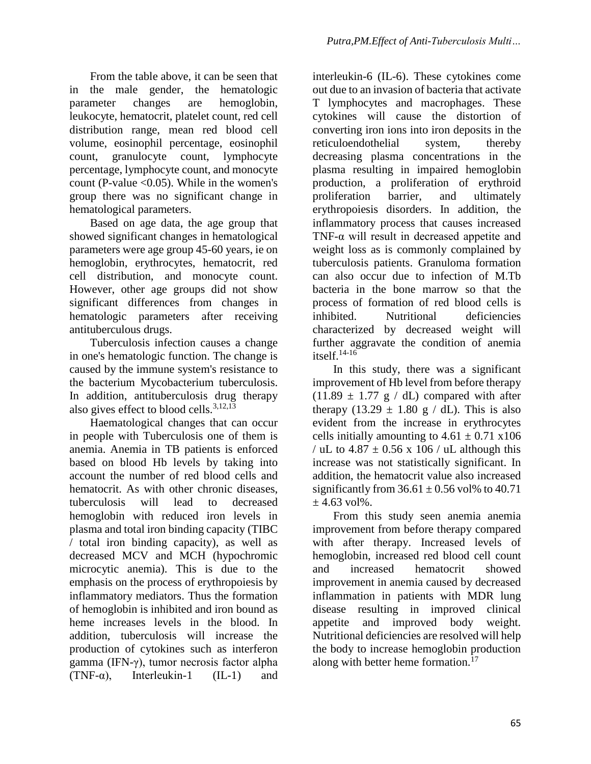From the table above, it can be seen that in the male gender, the hematologic parameter changes are hemoglobin, leukocyte, hematocrit, platelet count, red cell distribution range, mean red blood cell volume, eosinophil percentage, eosinophil count, granulocyte count, lymphocyte percentage, lymphocyte count, and monocyte count (P-value <0.05). While in the women's group there was no significant change in hematological parameters.

Based on age data, the age group that showed significant changes in hematological parameters were age group 45-60 years, ie on hemoglobin, erythrocytes, hematocrit, red cell distribution, and monocyte count. However, other age groups did not show significant differences from changes in hematologic parameters after receiving antituberculous drugs.

Tuberculosis infection causes a change in one's hematologic function. The change is caused by the immune system's resistance to the bacterium Mycobacterium tuberculosis. In addition, antituberculosis drug therapy also gives effect to blood cells.[3,12,13]

Haematological changes that can occur in people with Tuberculosis one of them is anemia. Anemia in TB patients is enforced based on blood Hb levels by taking into account the number of red blood cells and hematocrit. As with other chronic diseases, tuberculosis will lead to decreased hemoglobin with reduced iron levels in plasma and total iron binding capacity (TIBC / total iron binding capacity), as well as decreased MCV and MCH (hypochromic microcytic anemia). This is due to the emphasis on the process of erythropoiesis by inflammatory mediators. Thus the formation of hemoglobin is inhibited and iron bound as heme increases levels in the blood. In addition, tuberculosis will increase the production of cytokines such as interferon gamma (IFN-γ), tumor necrosis factor alpha (TNF-α), Interleukin-1 (IL-1) and interleukin-6 (IL-6). These cytokines come out due to an invasion of bacteria that activate T lymphocytes and macrophages. These cytokines will cause the distortion of converting iron ions into iron deposits in the reticuloendothelial system, thereby decreasing plasma concentrations in the plasma resulting in impaired hemoglobin production, a proliferation of erythroid proliferation barrier, and ultimately erythropoiesis disorders. In addition, the inflammatory process that causes increased TNF-α will result in decreased appetite and weight loss as is commonly complained by tuberculosis patients. Granuloma formation can also occur due to infection of M.Tb bacteria in the bone marrow so that the process of formation of red blood cells is inhibited. Nutritional deficiencies characterized by decreased weight will further aggravate the condition of anemia itself.[14-16]

In this study, there was a significant improvement of Hb level from before therapy ($11.89 \pm 1.77$ g / dL) compared with after therapy ($13.29 \pm 1.80$ g / dL). This is also evident from the increase in erythrocytes cells initially amounting to $4.61 \pm 0.71$ x106 / uL to $4.87 \pm 0.56$ x 106 / uL although this increase was not statistically significant. In addition, the hematocrit value also increased significantly from $36.61 \pm 0.56$ vol% to $40.71 \pm 4.63$ vol%.

From this study seen anemia anemia improvement from before therapy compared with after therapy. Increased levels of hemoglobin, increased red blood cell count and increased hematocrit showed improvement in anemia caused by decreased inflammation in patients with MDR lung disease resulting in improved clinical appetite and improved body weight. Nutritional deficiencies are resolved will help the body to increase hemoglobin production along with better heme formation.[17]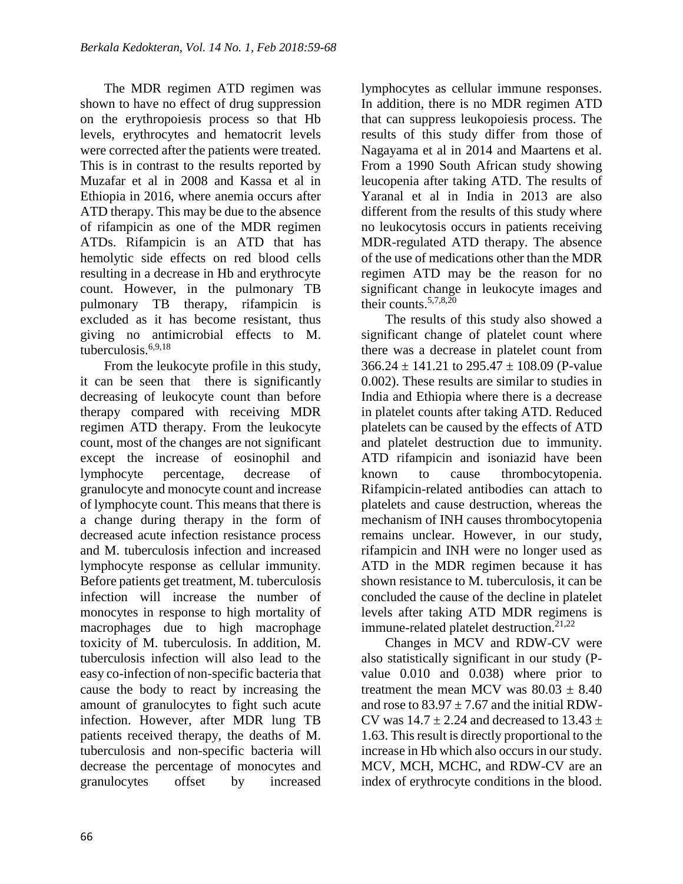The MDR regimen ATD regimen was shown to have no effect of drug suppression on the erythropoiesis process so that Hb levels, erythrocytes and hematocrit levels were corrected after the patients were treated. This is in contrast to the results reported by Muzafar et al in 2008 and Kassa et al in Ethiopia in 2016, where anemia occurs after ATD therapy. This may be due to the absence of rifampicin as one of the MDR regimen ATDs. Rifampicin is an ATD that has hemolytic side effects on red blood cells resulting in a decrease in Hb and erythrocyte count. However, in the pulmonary TB pulmonary TB therapy, rifampicin is excluded as it has become resistant, thus giving no antimicrobial effects to M. tuberculosis.[6,9,18]

From the leukocyte profile in this study, it can be seen that there is significantly decreasing of leukocyte count than before therapy compared with receiving MDR regimen ATD therapy. From the leukocyte count, most of the changes are not significant except the increase of eosinophil and lymphocyte percentage, decrease of granulocyte and monocyte count and increase of lymphocyte count. This means that there is a change during therapy in the form of decreased acute infection resistance process and M. tuberculosis infection and increased lymphocyte response as cellular immunity. Before patients get treatment, M. tuberculosis infection will increase the number of monocytes in response to high mortality of macrophages due to high macrophage toxicity of M. tuberculosis. In addition, M. tuberculosis infection will also lead to the easy co-infection of non-specific bacteria that cause the body to react by increasing the amount of granulocytes to fight such acute infection. However, after MDR lung TB patients received therapy, the deaths of M. tuberculosis and non-specific bacteria will decrease the percentage of monocytes and granulocytes offset by increased lymphocytes as cellular immune responses. In addition, there is no MDR regimen ATD that can suppress leukopoiesis process. The results of this study differ from those of Nagayama et al in 2014 and Maartens et al. From a 1990 South African study showing leucopenia after taking ATD. The results of Yaranal et al in India in 2013 are also different from the results of this study where no leukocytosis occurs in patients receiving MDR-regulated ATD therapy. The absence of the use of medications other than the MDR regimen ATD may be the reason for no significant change in leukocyte images and their counts.[5,7,8,20]

The results of this study also showed a significant change of platelet count where there was a decrease in platelet count from $366.24 \pm 141.21$ to $295.47 \pm 108.09$ (P-value 0.002). These results are similar to studies in India and Ethiopia where there is a decrease in platelet counts after taking ATD. Reduced platelets can be caused by the effects of ATD and platelet destruction due to immunity. ATD rifampicin and isoniazid have been known to cause thrombocytopenia. Rifampicin-related antibodies can attach to platelets and cause destruction, whereas the mechanism of INH causes thrombocytopenia remains unclear. However, in our study, rifampicin and INH were no longer used as ATD in the MDR regimen because it has shown resistance to M. tuberculosis, it can be concluded the cause of the decline in platelet levels after taking ATD MDR regimens is immune-related platelet destruction.[21,22]

Changes in MCV and RDW-CV were also statistically significant in our study (P-value 0.010 and 0.038) where prior to treatment the mean MCV was $80.03 \pm 8.40$ and rose to $83.97 \pm 7.67$ and the initial RDW-CV was $14.7 \pm 2.24$ and decreased to $13.43 \pm 1.63$. This result is directly proportional to the increase in Hb which also occurs in our study. MCV, MCH, MCHC, and RDW-CV are an index of erythrocyte conditions in the blood.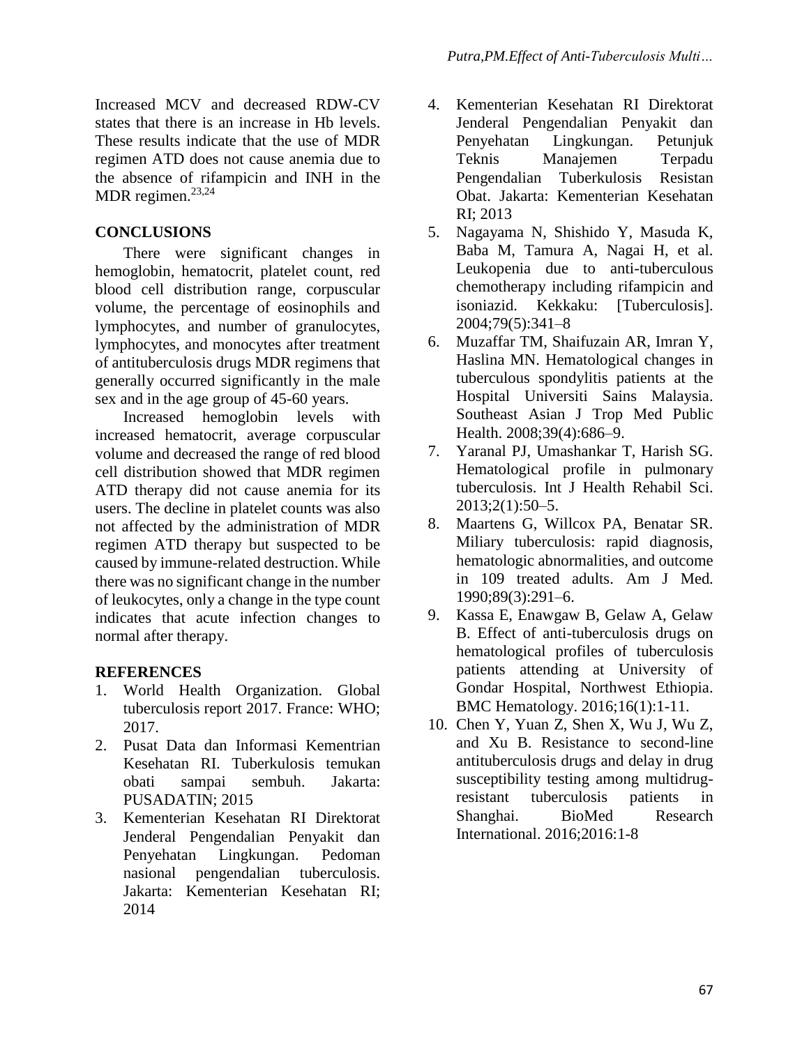Increased MCV and decreased RDW-CV states that there is an increase in Hb levels. These results indicate that the use of MDR regimen ATD does not cause anemia due to the absence of rifampicin and INH in the MDR regimen.[23,24]

## CONCLUSIONS

There were significant changes in hemoglobin, hematocrit, platelet count, red blood cell distribution range, corpuscular volume, the percentage of eosinophils and lymphocytes, and number of granulocytes, lymphocytes, and monocytes after treatment of antituberculosis drugs MDR regimens that generally occurred significantly in the male sex and in the age group of 45-60 years.

Increased hemoglobin levels with increased hematocrit, average corpuscular volume and decreased the range of red blood cell distribution showed that MDR regimen ATD therapy did not cause anemia for its users. The decline in platelet counts was also not affected by the administration of MDR regimen ATD therapy but suspected to be caused by immune-related destruction. While there was no significant change in the number of leukocytes, only a change in the type count indicates that acute infection changes to normal after therapy.

## REFERENCES

1. World Health Organization. Global tuberculosis report 2017. France: WHO; 2017.
2. Pusat Data dan Informasi Kementrian Kesehatan RI. Tuberkulosis temukan obati sampai sembuh. Jakarta: PUSADATIN; 2015
3. Kementerian Kesehatan RI Direktorat Jenderal Pengendalian Penyakit dan Penyehatan Lingkungan. Pedoman nasional pengendalian tuberculosis. Jakarta: Kementerian Kesehatan RI; 2014
4. Kementerian Kesehatan RI Direktorat Jenderal Pengendalian Penyakit dan Penyehatan Lingkungan. Petunjuk Teknis Manajemen Terpadu Pengendalian Tuberkulosis Resistan Obat. Jakarta: Kementerian Kesehatan RI; 2013
5. Nagayama N, Shishido Y, Masuda K, Baba M, Tamura A, Nagai H, et al. Leukopenia due to anti-tuberculous chemotherapy including rifampicin and isoniazid. Kekkaku: [Tuberculosis]. 2004;79(5):341–8
6. Muzaffar TM, Shaifuzain AR, Imran Y, Haslina MN. Hematological changes in tuberculous spondylitis patients at the Hospital Universiti Sains Malaysia. Southeast Asian J Trop Med Public Health. 2008;39(4):686–9.
7. Yaranal PJ, Umashankar T, Harish SG. Hematological profile in pulmonary tuberculosis. Int J Health Rehabil Sci. 2013;2(1):50–5.
8. Maartens G, Willcox PA, Benatar SR. Miliary tuberculosis: rapid diagnosis, hematologic abnormalities, and outcome in 109 treated adults. Am J Med. 1990;89(3):291–6.
9. Kassa E, Enawgaw B, Gelaw A, Gelaw B. Effect of anti-tuberculosis drugs on hematological profiles of tuberculosis patients attending at University of Gondar Hospital, Northwest Ethiopia. BMC Hematology. 2016;16(1):1-11.
10. Chen Y, Yuan Z, Shen X, Wu J, Wu Z, and Xu B. Resistance to second-line antituberculosis drugs and delay in drug susceptibility testing among multidrug-resistant tuberculosis patients in Shanghai. BioMed Research International. 2016;2016:1-8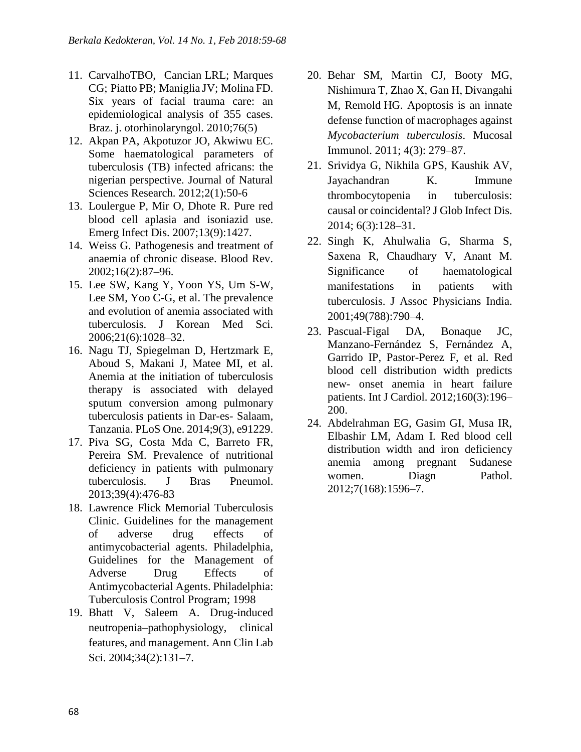11. CarvalhoTBO, Cancian LRL; Marques CG; Piatto PB; Maniglia JV; Molina FD. Six years of facial trauma care: an epidemiological analysis of 355 cases. Braz. j. otorhinolaryngol. 2010;76(5)
12. Akpan PA, Akpotuzor JO, Akwiwu EC. Some haematological parameters of tuberculosis (TB) infected africans: the nigerian perspective. Journal of Natural Sciences Research. 2012;2(1):50-6
13. Loulergue P, Mir O, Dhote R. Pure red blood cell aplasia and isoniazid use. Emerg Infect Dis. 2007;13(9):1427.
14. Weiss G. Pathogenesis and treatment of anaemia of chronic disease. Blood Rev. 2002;16(2):87–96.
15. Lee SW, Kang Y, Yoon YS, Um S-W, Lee SM, Yoo C-G, et al. The prevalence and evolution of anemia associated with tuberculosis. J Korean Med Sci. 2006;21(6):1028–32.
16. Nagu TJ, Spiegelman D, Hertzmark E, Aboud S, Makani J, Matee MI, et al. Anemia at the initiation of tuberculosis therapy is associated with delayed sputum conversion among pulmonary tuberculosis patients in Dar-es- Salaam, Tanzania. PLoS One. 2014;9(3), e91229.
17. Piva SG, Costa Mda C, Barreto FR, Pereira SM. Prevalence of nutritional deficiency in patients with pulmonary tuberculosis. J Bras Pneumol. 2013;39(4):476-83
18. Lawrence Flick Memorial Tuberculosis Clinic. Guidelines for the management of adverse drug effects of antimycobacterial agents. Philadelphia, Guidelines for the Management of Adverse Drug Effects of Antimycobacterial Agents. Philadelphia: Tuberculosis Control Program; 1998
19. Bhatt V, Saleem A. Drug-induced neutropenia–pathophysiology, clinical features, and management. Ann Clin Lab Sci. 2004;34(2):131–7.
20. Behar SM, Martin CJ, Booty MG, Nishimura T, Zhao X, Gan H, Divangahi M, Remold HG. Apoptosis is an innate defense function of macrophages against *Mycobacterium tuberculosis*. Mucosal Immunol. 2011; 4(3): 279–87.
21. Srividya G, Nikhila GPS, Kaushik AV, Jayachandran K. Immune thrombocytopenia in tuberculosis: causal or coincidental? J Glob Infect Dis. 2014; 6(3):128–31.
22. Singh K, Ahulwalia G, Sharma S, Saxena R, Chaudhary V, Anant M. Significance of haematological manifestations in patients with tuberculosis. J Assoc Physicians India. 2001;49(788):790–4.
23. Pascual-Figal DA, Bonaque JC, Manzano-Fernández S, Fernández A, Garrido IP, Pastor-Perez F, et al. Red blood cell distribution width predicts new- onset anemia in heart failure patients. Int J Cardiol. 2012;160(3):196–200.
24. Abdelrahman EG, Gasim GI, Musa IR, Elbashir LM, Adam I. Red blood cell distribution width and iron deficiency anemia among pregnant Sudanese women. Diagn Pathol. 2012;7(168):1596–7.